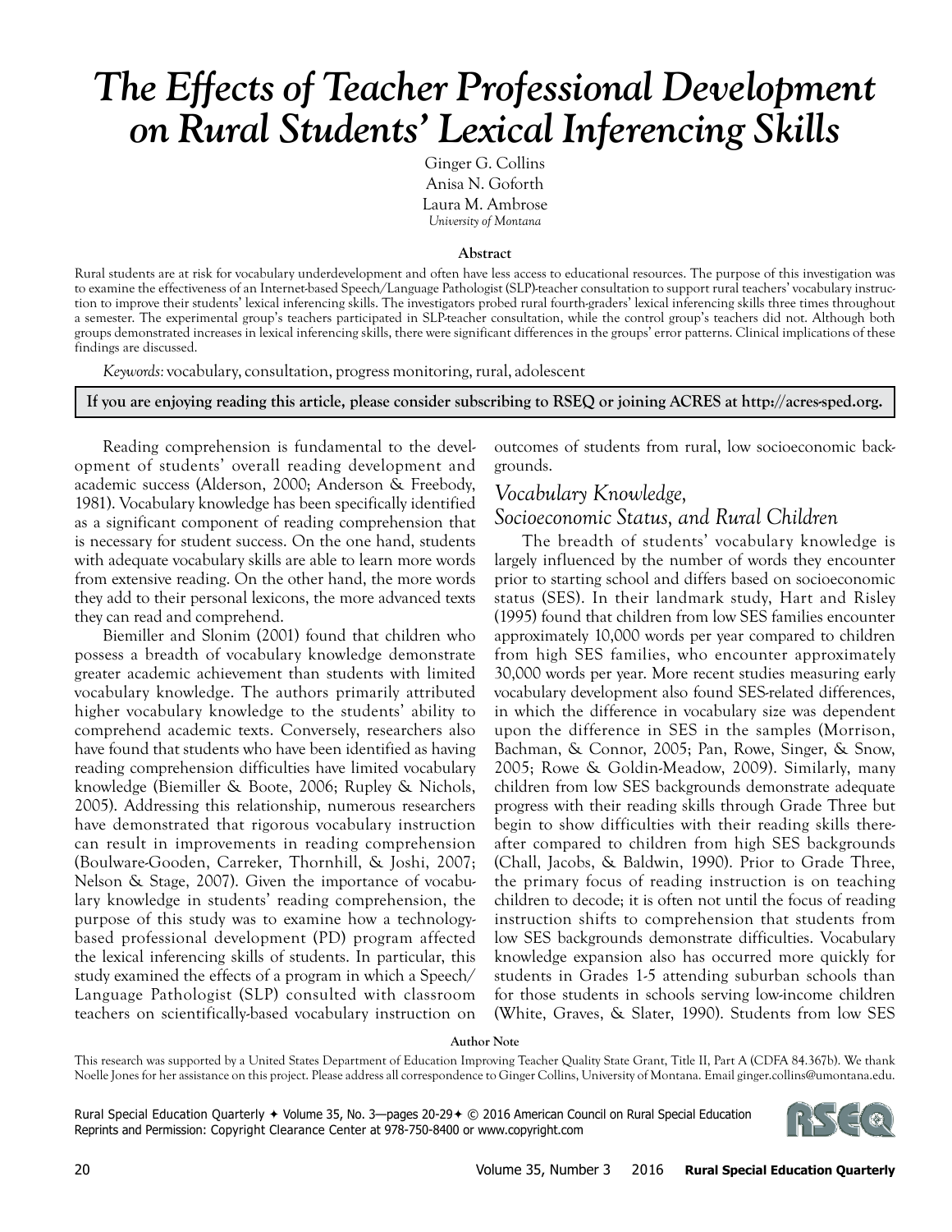# *The Effects of Teacher Professional Development on Rural Students' Lexical Inferencing Skills*

Ginger G. Collins
Anisa N. Goforth
Laura M. Ambrose
*University of Montana*

### Abstract

Rural students are at risk for vocabulary underdevelopment and often have less access to educational resources. The purpose of this investigation was to examine the effectiveness of an Internet-based Speech/Language Pathologist (SLP)-teacher consultation to support rural teachers' vocabulary instruction to improve their students' lexical inferencing skills. The investigators probed rural fourth-graders' lexical inferencing skills three times throughout a semester. The experimental group's teachers participated in SLP-teacher consultation, while the control group's teachers did not. Although both groups demonstrated increases in lexical inferencing skills, there were significant differences in the groups' error patterns. Clinical implications of these findings are discussed.

*Keywords:* vocabulary, consultation, progress monitoring, rural, adolescent

**If you are enjoying reading this article, please consider subscribing to RSEQ or joining ACRES at http://acres-sped.org.**

Reading comprehension is fundamental to the development of students' overall reading development and academic success (Alderson, 2000; Anderson & Freebody, 1981). Vocabulary knowledge has been specifically identified as a significant component of reading comprehension that is necessary for student success. On the one hand, students with adequate vocabulary skills are able to learn more words from extensive reading. On the other hand, the more words they add to their personal lexicons, the more advanced texts they can read and comprehend.

Biemiller and Slonim (2001) found that children who possess a breadth of vocabulary knowledge demonstrate greater academic achievement than students with limited vocabulary knowledge. The authors primarily attributed higher vocabulary knowledge to the students' ability to comprehend academic texts. Conversely, researchers also have found that students who have been identified as having reading comprehension difficulties have limited vocabulary knowledge (Biemiller & Boote, 2006; Rupley & Nichols, 2005). Addressing this relationship, numerous researchers have demonstrated that rigorous vocabulary instruction can result in improvements in reading comprehension (Boulware-Gooden, Carreker, Thornhill, & Joshi, 2007; Nelson & Stage, 2007). Given the importance of vocabulary knowledge in students' reading comprehension, the purpose of this study was to examine how a technology-based professional development (PD) program affected the lexical inferencing skills of students. In particular, this study examined the effects of a program in which a Speech/Language Pathologist (SLP) consulted with classroom teachers on scientifically-based vocabulary instruction on outcomes of students from rural, low socioeconomic backgrounds.

## *Vocabulary Knowledge, Socioeconomic Status, and Rural Children*

The breadth of students' vocabulary knowledge is largely influenced by the number of words they encounter prior to starting school and differs based on socioeconomic status (SES). In their landmark study, Hart and Risley (1995) found that children from low SES families encounter approximately 10,000 words per year compared to children from high SES families, who encounter approximately 30,000 words per year. More recent studies measuring early vocabulary development also found SES-related differences, in which the difference in vocabulary size was dependent upon the difference in SES in the samples (Morrison, Bachman, & Connor, 2005; Pan, Rowe, Singer, & Snow, 2005; Rowe & Goldin-Meadow, 2009). Similarly, many children from low SES backgrounds demonstrate adequate progress with their reading skills through Grade Three but begin to show difficulties with their reading skills thereafter compared to children from high SES backgrounds (Chall, Jacobs, & Baldwin, 1990). Prior to Grade Three, the primary focus of reading instruction is on teaching children to decode; it is often not until the focus of reading instruction shifts to comprehension that students from low SES backgrounds demonstrate difficulties. Vocabulary knowledge expansion also has occurred more quickly for students in Grades 1-5 attending suburban schools than for those students in schools serving low-income children (White, Graves, & Slater, 1990). Students from low SES

### Author Note

This research was supported by a United States Department of Education Improving Teacher Quality State Grant, Title II, Part A (CDFA 84.367b). We thank Noelle Jones for her assistance on this project. Please address all correspondence to Ginger Collins, University of Montana. Email ginger.collins@umontana.edu.

Reprints and Permission: Copyright Clearance Center at 978-750-8400 or www.copyright.com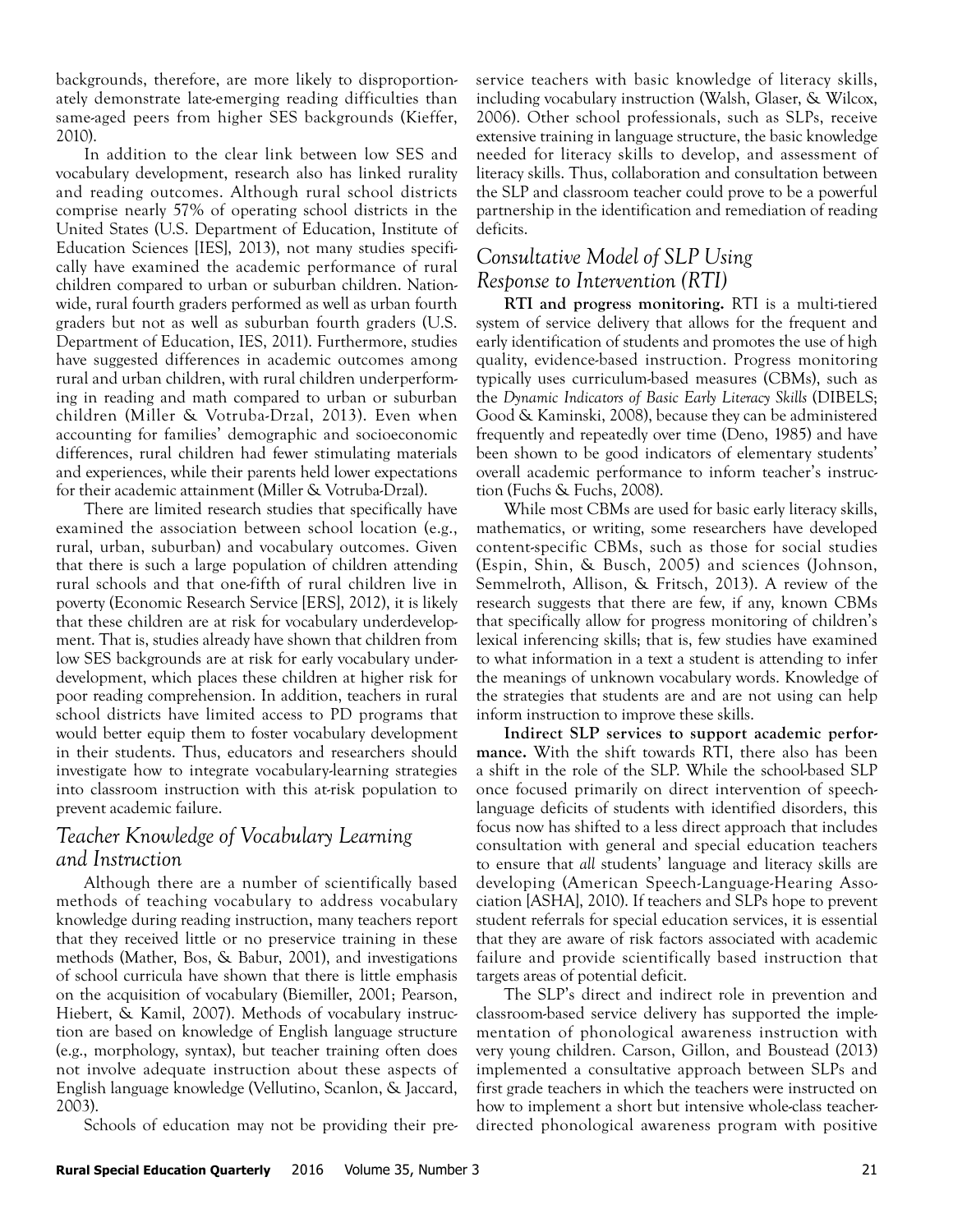backgrounds, therefore, are more likely to disproportionately demonstrate late-emerging reading difficulties than same-aged peers from higher SES backgrounds (Kieffer, 2010).

In addition to the clear link between low SES and vocabulary development, research also has linked rurality and reading outcomes. Although rural school districts comprise nearly 57% of operating school districts in the United States (U.S. Department of Education, Institute of Education Sciences [IES], 2013), not many studies specifically have examined the academic performance of rural children compared to urban or suburban children. Nationwide, rural fourth graders performed as well as urban fourth graders but not as well as suburban fourth graders (U.S. Department of Education, IES, 2011). Furthermore, studies have suggested differences in academic outcomes among rural and urban children, with rural children underperforming in reading and math compared to urban or suburban children (Miller & Votruba-Drzal, 2013). Even when accounting for families' demographic and socioeconomic differences, rural children had fewer stimulating materials and experiences, while their parents held lower expectations for their academic attainment (Miller & Votruba-Drzal).

There are limited research studies that specifically have examined the association between school location (e.g., rural, urban, suburban) and vocabulary outcomes. Given that there is such a large population of children attending rural schools and that one-fifth of rural children live in poverty (Economic Research Service [ERS], 2012), it is likely that these children are at risk for vocabulary underdevelopment. That is, studies already have shown that children from low SES backgrounds are at risk for early vocabulary underdevelopment, which places these children at higher risk for poor reading comprehension. In addition, teachers in rural school districts have limited access to PD programs that would better equip them to foster vocabulary development in their students. Thus, educators and researchers should investigate how to integrate vocabulary-learning strategies into classroom instruction with this at-risk population to prevent academic failure.

## *Teacher Knowledge of Vocabulary Learning and Instruction*

Although there are a number of scientifically based methods of teaching vocabulary to address vocabulary knowledge during reading instruction, many teachers report that they received little or no preservice training in these methods (Mather, Bos, & Babur, 2001), and investigations of school curricula have shown that there is little emphasis on the acquisition of vocabulary (Biemiller, 2001; Pearson, Hiebert, & Kamil, 2007). Methods of vocabulary instruction are based on knowledge of English language structure (e.g., morphology, syntax), but teacher training often does not involve adequate instruction about these aspects of English language knowledge (Vellutino, Scanlon, & Jaccard, 2003).

Schools of education may not be providing their preservice teachers with basic knowledge of literacy skills, including vocabulary instruction (Walsh, Glaser, & Wilcox, 2006). Other school professionals, such as SLPs, receive extensive training in language structure, the basic knowledge needed for literacy skills to develop, and assessment of literacy skills. Thus, collaboration and consultation between the SLP and classroom teacher could prove to be a powerful partnership in the identification and remediation of reading deficits.

## *Consultative Model of SLP Using Response to Intervention (RTI)*

**RTI and progress monitoring.** RTI is a multi-tiered system of service delivery that allows for the frequent and early identification of students and promotes the use of high quality, evidence-based instruction. Progress monitoring typically uses curriculum-based measures (CBMs), such as the *Dynamic Indicators of Basic Early Literacy Skills* (DIBELS; Good & Kaminski, 2008), because they can be administered frequently and repeatedly over time (Deno, 1985) and have been shown to be good indicators of elementary students' overall academic performance to inform teacher's instruction (Fuchs & Fuchs, 2008).

While most CBMs are used for basic early literacy skills, mathematics, or writing, some researchers have developed content-specific CBMs, such as those for social studies (Espin, Shin, & Busch, 2005) and sciences (Johnson, Semmelroth, Allison, & Fritsch, 2013). A review of the research suggests that there are few, if any, known CBMs that specifically allow for progress monitoring of children's lexical inferencing skills; that is, few studies have examined to what information in a text a student is attending to infer the meanings of unknown vocabulary words. Knowledge of the strategies that students are and are not using can help inform instruction to improve these skills.

**Indirect SLP services to support academic performance.** With the shift towards RTI, there also has been a shift in the role of the SLP. While the school-based SLP once focused primarily on direct intervention of speech-language deficits of students with identified disorders, this focus now has shifted to a less direct approach that includes consultation with general and special education teachers to ensure that *all* students' language and literacy skills are developing (American Speech-Language-Hearing Association [ASHA], 2010). If teachers and SLPs hope to prevent student referrals for special education services, it is essential that they are aware of risk factors associated with academic failure and provide scientifically based instruction that targets areas of potential deficit.

The SLP's direct and indirect role in prevention and classroom-based service delivery has supported the implementation of phonological awareness instruction with very young children. Carson, Gillon, and Boustead (2013) implemented a consultative approach between SLPs and first grade teachers in which the teachers were instructed on how to implement a short but intensive whole-class teacher-directed phonological awareness program with positive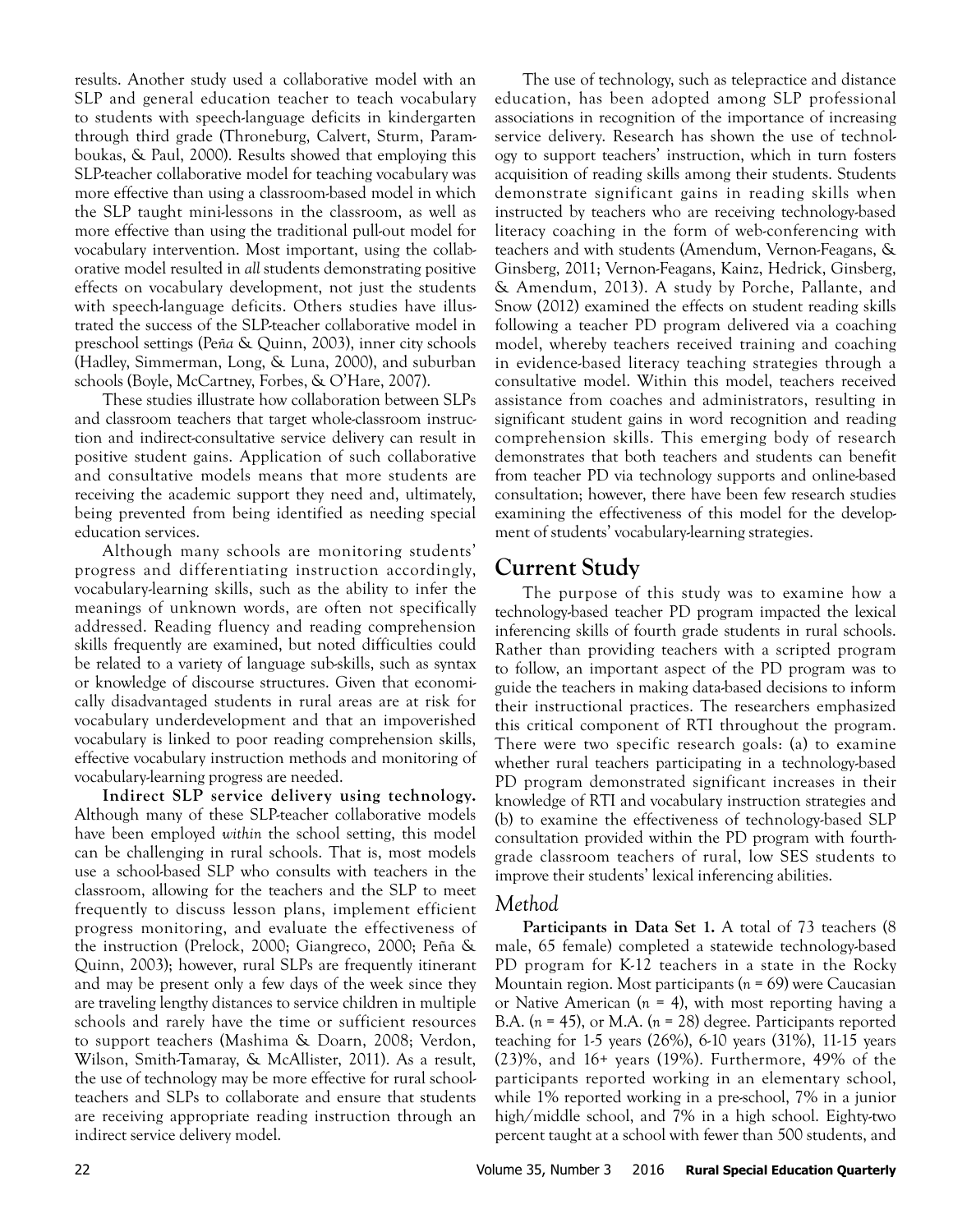results. Another study used a collaborative model with an SLP and general education teacher to teach vocabulary to students with speech-language deficits in kindergarten through third grade (Throneburg, Calvert, Sturm, Paramboukas, & Paul, 2000). Results showed that employing this SLP-teacher collaborative model for teaching vocabulary was more effective than using a classroom-based model in which the SLP taught mini-lessons in the classroom, as well as more effective than using the traditional pull-out model for vocabulary intervention. Most important, using the collaborative model resulted in *all* students demonstrating positive effects on vocabulary development, not just the students with speech-language deficits. Others studies have illustrated the success of the SLP-teacher collaborative model in preschool settings (Peña & Quinn, 2003), inner city schools (Hadley, Simmerman, Long, & Luna, 2000), and suburban schools (Boyle, McCartney, Forbes, & O'Hare, 2007).

These studies illustrate how collaboration between SLPs and classroom teachers that target whole-classroom instruction and indirect-consultative service delivery can result in positive student gains. Application of such collaborative and consultative models means that more students are receiving the academic support they need and, ultimately, being prevented from being identified as needing special education services.

Although many schools are monitoring students' progress and differentiating instruction accordingly, vocabulary-learning skills, such as the ability to infer the meanings of unknown words, are often not specifically addressed. Reading fluency and reading comprehension skills frequently are examined, but noted difficulties could be related to a variety of language sub-skills, such as syntax or knowledge of discourse structures. Given that economically disadvantaged students in rural areas are at risk for vocabulary underdevelopment and that an impoverished vocabulary is linked to poor reading comprehension skills, effective vocabulary instruction methods and monitoring of vocabulary-learning progress are needed.

**Indirect SLP service delivery using technology.** Although many of these SLP-teacher collaborative models have been employed *within* the school setting, this model can be challenging in rural schools. That is, most models use a school-based SLP who consults with teachers in the classroom, allowing for the teachers and the SLP to meet frequently to discuss lesson plans, implement efficient progress monitoring, and evaluate the effectiveness of the instruction (Prelock, 2000; Giangreco, 2000; Peña & Quinn, 2003); however, rural SLPs are frequently itinerant and may be present only a few days of the week since they are traveling lengthy distances to service children in multiple schools and rarely have the time or sufficient resources to support teachers (Mashima & Doarn, 2008; Verdon, Wilson, Smith-Tamaray, & McAllister, 2011). As a result, the use of technology may be more effective for rural schoolteachers and SLPs to collaborate and ensure that students are receiving appropriate reading instruction through an indirect service delivery model.

The use of technology, such as telepractice and distance education, has been adopted among SLP professional associations in recognition of the importance of increasing service delivery. Research has shown the use of technology to support teachers' instruction, which in turn fosters acquisition of reading skills among their students. Students demonstrate significant gains in reading skills when instructed by teachers who are receiving technology-based literacy coaching in the form of web-conferencing with teachers and with students (Amendum, Vernon-Feagans, & Ginsberg, 2011; Vernon-Feagans, Kainz, Hedrick, Ginsberg, & Amendum, 2013). A study by Porche, Pallante, and Snow (2012) examined the effects on student reading skills following a teacher PD program delivered via a coaching model, whereby teachers received training and coaching in evidence-based literacy teaching strategies through a consultative model. Within this model, teachers received assistance from coaches and administrators, resulting in significant student gains in word recognition and reading comprehension skills. This emerging body of research demonstrates that both teachers and students can benefit from teacher PD via technology supports and online-based consultation; however, there have been few research studies examining the effectiveness of this model for the development of students' vocabulary-learning strategies.

## Current Study

The purpose of this study was to examine how a technology-based teacher PD program impacted the lexical inferencing skills of fourth grade students in rural schools. Rather than providing teachers with a scripted program to follow, an important aspect of the PD program was to guide the teachers in making data-based decisions to inform their instructional practices. The researchers emphasized this critical component of RTI throughout the program. There were two specific research goals: (a) to examine whether rural teachers participating in a technology-based PD program demonstrated significant increases in their knowledge of RTI and vocabulary instruction strategies and (b) to examine the effectiveness of technology-based SLP consultation provided within the PD program with fourth-grade classroom teachers of rural, low SES students to improve their students' lexical inferencing abilities.

### *Method*

**Participants in Data Set 1.** A total of 73 teachers (8 male, 65 female) completed a statewide technology-based PD program for K-12 teachers in a state in the Rocky Mountain region. Most participants ($n$ = 69) were Caucasian or Native American ($n$ = 4), with most reporting having a B.A. ($n$ = 45), or M.A. ($n$ = 28) degree. Participants reported teaching for 1-5 years (26%), 6-10 years (31%), 11-15 years (23)%, and 16+ years (19%). Furthermore, 49% of the participants reported working in an elementary school, while 1% reported working in a pre-school, 7% in a junior high/middle school, and 7% in a high school. Eighty-two percent taught at a school with fewer than 500 students, and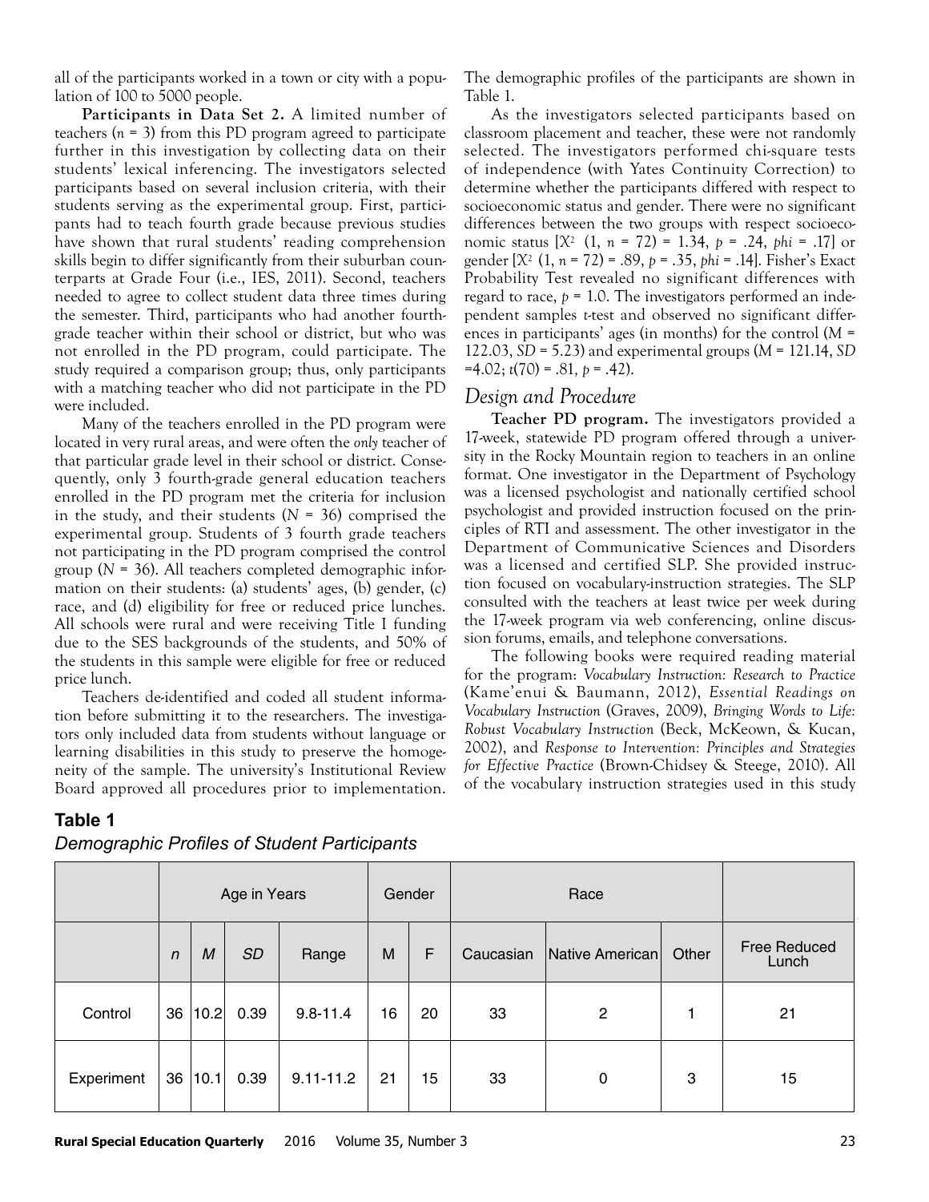all of the participants worked in a town or city with a population of 100 to 5000 people.

**Participants in Data Set 2.** A limited number of teachers ($n$ = 3) from this PD program agreed to participate further in this investigation by collecting data on their students' lexical inferencing. The investigators selected participants based on several inclusion criteria, with their students serving as the experimental group. First, participants had to teach fourth grade because previous studies have shown that rural students' reading comprehension skills begin to differ significantly from their suburban counterparts at Grade Four (i.e., IES, 2011). Second, teachers needed to agree to collect student data three times during the semester. Third, participants who had another fourth-grade teacher within their school or district, but who was not enrolled in the PD program, could participate. The study required a comparison group; thus, only participants with a matching teacher who did not participate in the PD were included.

Many of the teachers enrolled in the PD program were located in very rural areas, and were often the *only* teacher of that particular grade level in their school or district. Consequently, only 3 fourth-grade general education teachers enrolled in the PD program met the criteria for inclusion in the study, and their students ($N$ = 36) comprised the experimental group. Students of 3 fourth grade teachers not participating in the PD program comprised the control group ($N$ = 36). All teachers completed demographic information on their students: (a) students' ages, (b) gender, (c) race, and (d) eligibility for free or reduced price lunches. All schools were rural and were receiving Title I funding due to the SES backgrounds of the students, and 50% of the students in this sample were eligible for free or reduced price lunch.

Teachers de-identified and coded all student information before submitting it to the researchers. The investigators only included data from students without language or learning disabilities in this study to preserve the homogeneity of the sample. The university's Institutional Review Board approved all procedures prior to implementation. The demographic profiles of the participants are shown in Table 1.

As the investigators selected participants based on classroom placement and teacher, these were not randomly selected. The investigators performed chi-square tests of independence (with Yates Continuity Correction) to determine whether the participants differed with respect to socioeconomic status and gender. There were no significant differences between the two groups with respect socioeconomic status [$X^2$ (1, $n$ = 72) = 1.34, $p$ = .24, *phi* = .17] or gender [$X^2$ (1, $n$ = 72) = .89, $p$ = .35, *phi* = .14]. Fisher's Exact Probability Test revealed no significant differences with regard to race, $p$ = 1.0. The investigators performed an independent samples $t$-test and observed no significant differences in participants' ages (in months) for the control ($M$ = 122.03, $SD$ = 5.23) and experimental groups ($M$ = 121.14, $SD$ =4.02; $t(70)$ = .81, $p$ = .42).

## Design and Procedure

**Teacher PD program.** The investigators provided a 17-week, statewide PD program offered through a university in the Rocky Mountain region to teachers in an online format. One investigator in the Department of Psychology was a licensed psychologist and nationally certified school psychologist and provided instruction focused on the principles of RTI and assessment. The other investigator in the Department of Communicative Sciences and Disorders was a licensed and certified SLP. She provided instruction focused on vocabulary-instruction strategies. The SLP consulted with the teachers at least twice per week during the 17-week program via web conferencing, online discussion forums, emails, and telephone conversations.

The following books were required reading material for the program: *Vocabulary Instruction: Research to Practice* (Kame'enui & Baumann, 2012), *Essential Readings on Vocabulary Instruction* (Graves, 2009), *Bringing Words to Life: Robust Vocabulary Instruction* (Beck, McKeown, & Kucan, 2002), and *Response to Intervention: Principles and Strategies for Effective Practice* (Brown-Chidsey & Steege, 2010). All of the vocabulary instruction strategies used in this study

**Table 1**

*Demographic Profiles of Student Participants*

| | Age in Years | | | | Gender | | Race | | | |
|---|---|---|---|---|---|---|---|---|---|---|
| | *n* | *M* | *SD* | Range | M | F | Caucasian | Native American | Other | Free Reduced Lunch |
| Control | 36 | 10.2 | 0.39 | 9.8-11.4 | 16 | 20 | 33 | 2 | 1 | 21 |
| Experiment | 36 | 10.1 | 0.39 | 9.11-11.2 | 21 | 15 | 33 | 0 | 3 | 15 |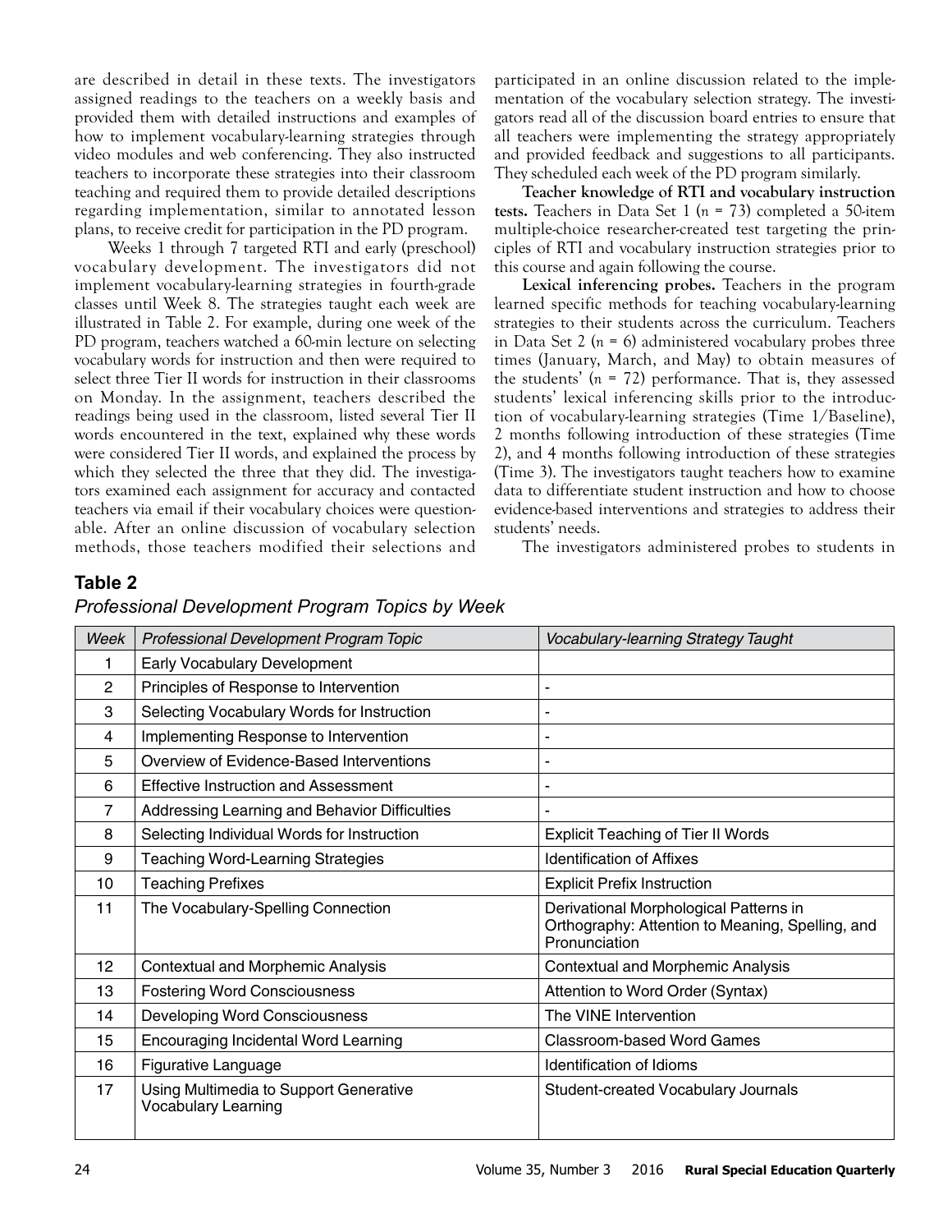are described in detail in these texts. The investigators assigned readings to the teachers on a weekly basis and provided them with detailed instructions and examples of how to implement vocabulary-learning strategies through video modules and web conferencing. They also instructed teachers to incorporate these strategies into their classroom teaching and required them to provide detailed descriptions regarding implementation, similar to annotated lesson plans, to receive credit for participation in the PD program.

Weeks 1 through 7 targeted RTI and early (preschool) vocabulary development. The investigators did not implement vocabulary-learning strategies in fourth-grade classes until Week 8. The strategies taught each week are illustrated in Table 2. For example, during one week of the PD program, teachers watched a 60-min lecture on selecting vocabulary words for instruction and then were required to select three Tier II words for instruction in their classrooms on Monday. In the assignment, teachers described the readings being used in the classroom, listed several Tier II words encountered in the text, explained why these words were considered Tier II words, and explained the process by which they selected the three that they did. The investigators examined each assignment for accuracy and contacted teachers via email if their vocabulary choices were questionable. After an online discussion of vocabulary selection methods, those teachers modified their selections and participated in an online discussion related to the implementation of the vocabulary selection strategy. The investigators read all of the discussion board entries to ensure that all teachers were implementing the strategy appropriately and provided feedback and suggestions to all participants. They scheduled each week of the PD program similarly.

**Teacher knowledge of RTI and vocabulary instruction tests.** Teachers in Data Set 1 ($n$ = 73) completed a 50-item multiple-choice researcher-created test targeting the principles of RTI and vocabulary instruction strategies prior to this course and again following the course.

**Lexical inferencing probes.** Teachers in the program learned specific methods for teaching vocabulary-learning strategies to their students across the curriculum. Teachers in Data Set 2 ($n$ = 6) administered vocabulary probes three times (January, March, and May) to obtain measures of the students' ($n$ = 72) performance. That is, they assessed students' lexical inferencing skills prior to the introduction of vocabulary-learning strategies (Time 1/Baseline), 2 months following introduction of these strategies (Time 2), and 4 months following introduction of these strategies (Time 3). The investigators taught teachers how to examine data to differentiate student instruction and how to choose evidence-based interventions and strategies to address their students' needs.

The investigators administered probes to students in

**Table 2**

*Professional Development Program Topics by Week*

| *Week* | *Professional Development Program Topic* | *Vocabulary-learning Strategy Taught* |
|---|---|---|
| 1 | Early Vocabulary Development | |
| 2 | Principles of Response to Intervention | - |
| 3 | Selecting Vocabulary Words for Instruction | - |
| 4 | Implementing Response to Intervention | - |
| 5 | Overview of Evidence-Based Interventions | - |
| 6 | Effective Instruction and Assessment | - |
| 7 | Addressing Learning and Behavior Difficulties | - |
| 8 | Selecting Individual Words for Instruction | Explicit Teaching of Tier II Words |
| 9 | Teaching Word-Learning Strategies | Identification of Affixes |
| 10 | Teaching Prefixes | Explicit Prefix Instruction |
| 11 | The Vocabulary-Spelling Connection | Derivational Morphological Patterns in Orthography: Attention to Meaning, Spelling, and Pronunciation |
| 12 | Contextual and Morphemic Analysis | Contextual and Morphemic Analysis |
| 13 | Fostering Word Consciousness | Attention to Word Order (Syntax) |
| 14 | Developing Word Consciousness | The VINE Intervention |
| 15 | Encouraging Incidental Word Learning | Classroom-based Word Games |
| 16 | Figurative Language | Identification of Idioms |
| 17 | Using Multimedia to Support Generative Vocabulary Learning | Student-created Vocabulary Journals |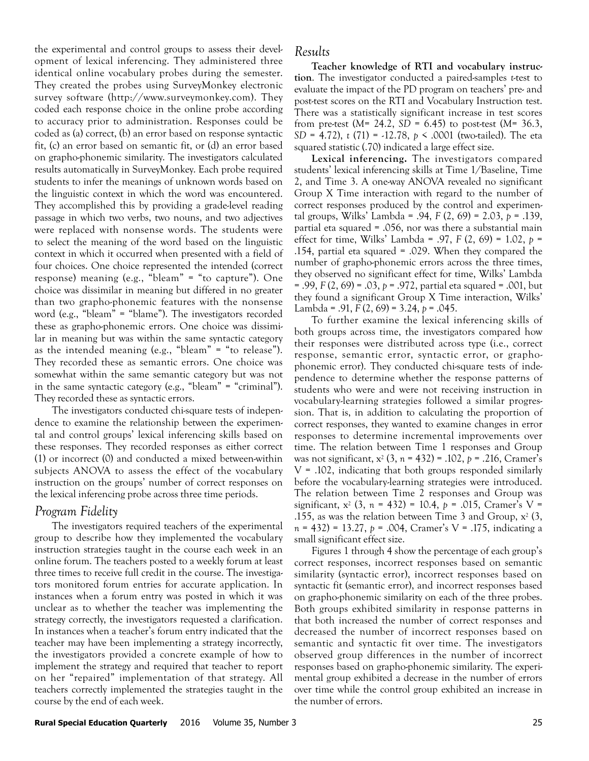the experimental and control groups to assess their development of lexical inferencing. They administered three identical online vocabulary probes during the semester. They created the probes using SurveyMonkey electronic survey software (http://www.surveymonkey.com). They coded each response choice in the online probe according to accuracy prior to administration. Responses could be coded as (a) correct, (b) an error based on response syntactic fit, (c) an error based on semantic fit, or (d) an error based on grapho-phonemic similarity. The investigators calculated results automatically in SurveyMonkey. Each probe required students to infer the meanings of unknown words based on the linguistic context in which the word was encountered. They accomplished this by providing a grade-level reading passage in which two verbs, two nouns, and two adjectives were replaced with nonsense words. The students were to select the meaning of the word based on the linguistic context in which it occurred when presented with a field of four choices. One choice represented the intended (correct response) meaning (e.g., "bleam" = "to capture"). One choice was dissimilar in meaning but differed in no greater than two grapho-phonemic features with the nonsense word (e.g., "bleam" = "blame"). The investigators recorded these as grapho-phonemic errors. One choice was dissimilar in meaning but was within the same syntactic category as the intended meaning (e.g., "bleam" = "to release"). They recorded these as semantic errors. One choice was somewhat within the same semantic category but was not in the same syntactic category (e.g., "bleam" = "criminal"). They recorded these as syntactic errors.

The investigators conducted chi-square tests of independence to examine the relationship between the experimental and control groups' lexical inferencing skills based on these responses. They recorded responses as either correct (1) or incorrect (0) and conducted a mixed between-within subjects ANOVA to assess the effect of the vocabulary instruction on the groups' number of correct responses on the lexical inferencing probe across three time periods.

## *Program Fidelity*

The investigators required teachers of the experimental group to describe how they implemented the vocabulary instruction strategies taught in the course each week in an online forum. The teachers posted to a weekly forum at least three times to receive full credit in the course. The investigators monitored forum entries for accurate application. In instances when a forum entry was posted in which it was unclear as to whether the teacher was implementing the strategy correctly, the investigators requested a clarification. In instances when a teacher's forum entry indicated that the teacher may have been implementing a strategy incorrectly, the investigators provided a concrete example of how to implement the strategy and required that teacher to report on her "repaired" implementation of that strategy. All teachers correctly implemented the strategies taught in the course by the end of each week.

## *Results*

**Teacher knowledge of RTI and vocabulary instruction**. The investigator conducted a paired-samples *t*-test to evaluate the impact of the PD program on teachers' pre- and post-test scores on the RTI and Vocabulary Instruction test. There was a statistically significant increase in test scores from pre-test ($M = 24.2$, $SD = 6.45$) to post-test ($M = 36.3$, $SD = 4.72$), $t(71) = -12.78$, $p < .0001$ (two-tailed). The eta squared statistic (.70) indicated a large effect size.

**Lexical inferencing.** The investigators compared students' lexical inferencing skills at Time 1/Baseline, Time 2, and Time 3. A one-way ANOVA revealed no significant Group X Time interaction with regard to the number of correct responses produced by the control and experimental groups, Wilks' Lambda = .94, $F(2, 69) = 2.03$, $p = .139$, partial eta squared = .056, nor was there a substantial main effect for time, Wilks' Lambda = .97, $F(2, 69) = 1.02$, $p = .154$, partial eta squared = .029. When they compared the number of grapho-phonemic errors across the three times, they observed no significant effect for time, Wilks' Lambda = .99, $F(2, 69) = .03$, $p = .972$, partial eta squared = .001, but they found a significant Group X Time interaction, Wilks' Lambda = .91, $F(2, 69) = 3.24$, $p = .045$.

To further examine the lexical inferencing skills of both groups across time, the investigators compared how their responses were distributed across type (i.e., correct response, semantic error, syntactic error, or grapho-phonemic error). They conducted chi-square tests of independence to determine whether the response patterns of students who were and were not receiving instruction in vocabulary-learning strategies followed a similar progression. That is, in addition to calculating the proportion of correct responses, they wanted to examine changes in error responses to determine incremental improvements over time. The relation between Time 1 responses and Group was not significant, $x^2(3, n = 432) = .102$, $p = .216$, Cramer's V = .102, indicating that both groups responded similarly before the vocabulary-learning strategies were introduced. The relation between Time 2 responses and Group was significant, $x^2(3, n = 432) = 10.4$, $p = .015$, Cramer's V = .155, as was the relation between Time 3 and Group, $x^2(3, n = 432) = 13.27$, $p = .004$, Cramer's V = .175, indicating a small significant effect size.

Figures 1 through 4 show the percentage of each group's correct responses, incorrect responses based on semantic similarity (syntactic error), incorrect responses based on syntactic fit (semantic error), and incorrect responses based on grapho-phonemic similarity on each of the three probes. Both groups exhibited similarity in response patterns in that both increased the number of correct responses and decreased the number of incorrect responses based on semantic and syntactic fit over time. The investigators observed group differences in the number of incorrect responses based on grapho-phonemic similarity. The experimental group exhibited a decrease in the number of errors over time while the control group exhibited an increase in the number of errors.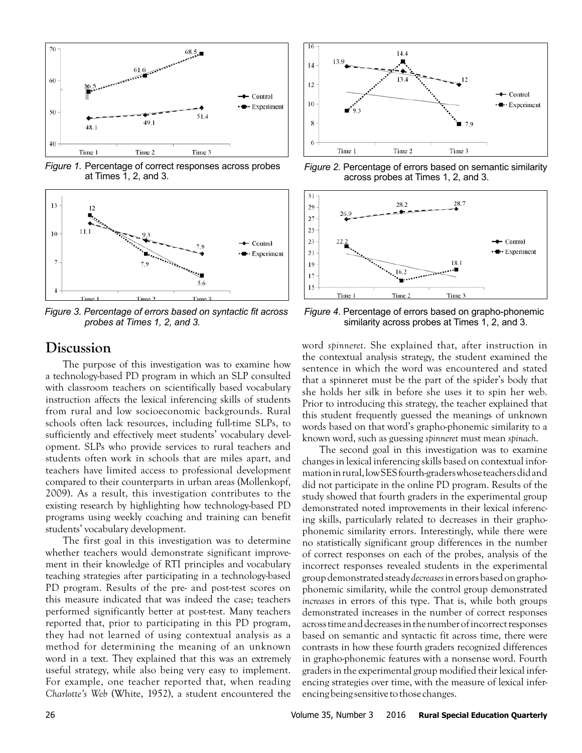*Figure 1.* Percentage of correct responses across probes at Times 1, 2, and 3.

*Figure 2.* Percentage of errors based on semantic similarity across probes at Times 1, 2, and 3.

*Figure 3. Percentage of errors based on syntactic fit across probes at Times 1, 2, and 3.*

*Figure 4.* Percentage of errors based on grapho-phonemic similarity across probes at Times 1, 2, and 3.

# Discussion

The purpose of this investigation was to examine how a technology-based PD program in which an SLP consulted with classroom teachers on scientifically based vocabulary instruction affects the lexical inferencing skills of students from rural and low socioeconomic backgrounds. Rural schools often lack resources, including full-time SLPs, to sufficiently and effectively meet students' vocabulary development. SLPs who provide services to rural teachers and students often work in schools that are miles apart, and teachers have limited access to professional development compared to their counterparts in urban areas (Mollenkopf, 2009). As a result, this investigation contributes to the existing research by highlighting how technology-based PD programs using weekly coaching and training can benefit students' vocabulary development.

The first goal in this investigation was to determine whether teachers would demonstrate significant improvement in their knowledge of RTI principles and vocabulary teaching strategies after participating in a technology-based PD program. Results of the pre- and post-test scores on this measure indicated that was indeed the case; teachers performed significantly better at post-test. Many teachers reported that, prior to participating in this PD program, they had not learned of using contextual analysis as a method for determining the meaning of an unknown word in a text. They explained that this was an extremely useful strategy, while also being very easy to implement. For example, one teacher reported that, when reading *Charlotte's Web* (White, 1952), a student encountered the word *spinneret*. She explained that, after instruction in the contextual analysis strategy, the student examined the sentence in which the word was encountered and stated that a spinneret must be the part of the spider's body that she holds her silk in before she uses it to spin her web. Prior to introducing this strategy, the teacher explained that this student frequently guessed the meanings of unknown words based on that word's grapho-phonemic similarity to a known word, such as guessing *spinneret* must mean *spinach*.

The second goal in this investigation was to examine changes in lexical inferencing skills based on contextual information in rural, low SES fourth-graders whose teachers did and did not participate in the online PD program. Results of the study showed that fourth graders in the experimental group demonstrated noted improvements in their lexical inferencing skills, particularly related to decreases in their grapho-phonemic similarity errors. Interestingly, while there were no statistically significant group differences in the number of correct responses on each of the probes, analysis of the incorrect responses revealed students in the experimental group demonstrated steady *decreases* in errors based on grapho-phonemic similarity, while the control group demonstrated *increases* in errors of this type. That is, while both groups demonstrated increases in the number of correct responses across time and decreases in the number of incorrect responses based on semantic and syntactic fit across time, there were contrasts in how these fourth graders recognized differences in grapho-phonemic features with a nonsense word. Fourth graders in the experimental group modified their lexical inferencing strategies over time, with the measure of lexical inferencing being sensitive to those changes.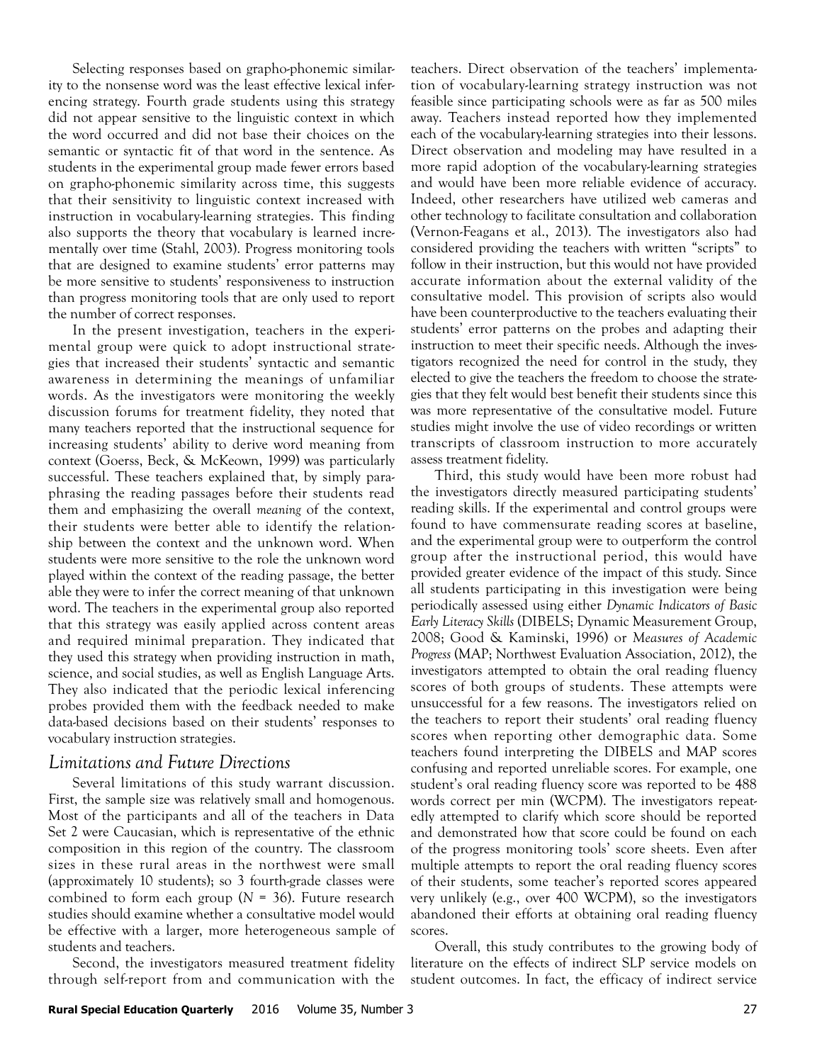Selecting responses based on grapho-phonemic similarity to the nonsense word was the least effective lexical inferencing strategy. Fourth grade students using this strategy did not appear sensitive to the linguistic context in which the word occurred and did not base their choices on the semantic or syntactic fit of that word in the sentence. As students in the experimental group made fewer errors based on grapho-phonemic similarity across time, this suggests that their sensitivity to linguistic context increased with instruction in vocabulary-learning strategies. This finding also supports the theory that vocabulary is learned incrementally over time (Stahl, 2003). Progress monitoring tools that are designed to examine students' error patterns may be more sensitive to students' responsiveness to instruction than progress monitoring tools that are only used to report the number of correct responses.

In the present investigation, teachers in the experimental group were quick to adopt instructional strategies that increased their students' syntactic and semantic awareness in determining the meanings of unfamiliar words. As the investigators were monitoring the weekly discussion forums for treatment fidelity, they noted that many teachers reported that the instructional sequence for increasing students' ability to derive word meaning from context (Goerss, Beck, & McKeown, 1999) was particularly successful. These teachers explained that, by simply paraphrasing the reading passages before their students read them and emphasizing the overall *meaning* of the context, their students were better able to identify the relationship between the context and the unknown word. When students were more sensitive to the role the unknown word played within the context of the reading passage, the better able they were to infer the correct meaning of that unknown word. The teachers in the experimental group also reported that this strategy was easily applied across content areas and required minimal preparation. They indicated that they used this strategy when providing instruction in math, science, and social studies, as well as English Language Arts. They also indicated that the periodic lexical inferencing probes provided them with the feedback needed to make data-based decisions based on their students' responses to vocabulary instruction strategies.

## *Limitations and Future Directions*

Several limitations of this study warrant discussion. First, the sample size was relatively small and homogenous. Most of the participants and all of the teachers in Data Set 2 were Caucasian, which is representative of the ethnic composition in this region of the country. The classroom sizes in these rural areas in the northwest were small (approximately 10 students); so 3 fourth-grade classes were combined to form each group ($N$ = 36). Future research studies should examine whether a consultative model would be effective with a larger, more heterogeneous sample of students and teachers.

Second, the investigators measured treatment fidelity through self-report from and communication with the teachers. Direct observation of the teachers' implementation of vocabulary-learning strategy instruction was not feasible since participating schools were as far as 500 miles away. Teachers instead reported how they implemented each of the vocabulary-learning strategies into their lessons. Direct observation and modeling may have resulted in a more rapid adoption of the vocabulary-learning strategies and would have been more reliable evidence of accuracy. Indeed, other researchers have utilized web cameras and other technology to facilitate consultation and collaboration (Vernon-Feagans et al., 2013). The investigators also had considered providing the teachers with written "scripts" to follow in their instruction, but this would not have provided accurate information about the external validity of the consultative model. This provision of scripts also would have been counterproductive to the teachers evaluating their students' error patterns on the probes and adapting their instruction to meet their specific needs. Although the investigators recognized the need for control in the study, they elected to give the teachers the freedom to choose the strategies that they felt would best benefit their students since this was more representative of the consultative model. Future studies might involve the use of video recordings or written transcripts of classroom instruction to more accurately assess treatment fidelity.

Third, this study would have been more robust had the investigators directly measured participating students' reading skills. If the experimental and control groups were found to have commensurate reading scores at baseline, and the experimental group were to outperform the control group after the instructional period, this would have provided greater evidence of the impact of this study. Since all students participating in this investigation were being periodically assessed using either *Dynamic Indicators of Basic Early Literacy Skills* (DIBELS; Dynamic Measurement Group, 2008; Good & Kaminski, 1996) or *Measures of Academic Progress* (MAP; Northwest Evaluation Association, 2012), the investigators attempted to obtain the oral reading fluency scores of both groups of students. These attempts were unsuccessful for a few reasons. The investigators relied on the teachers to report their students' oral reading fluency scores when reporting other demographic data. Some teachers found interpreting the DIBELS and MAP scores confusing and reported unreliable scores. For example, one student's oral reading fluency score was reported to be 488 words correct per min (WCPM). The investigators repeatedly attempted to clarify which score should be reported and demonstrated how that score could be found on each of the progress monitoring tools' score sheets. Even after multiple attempts to report the oral reading fluency scores of their students, some teacher's reported scores appeared very unlikely (e.g., over 400 WCPM), so the investigators abandoned their efforts at obtaining oral reading fluency scores.

Overall, this study contributes to the growing body of literature on the effects of indirect SLP service models on student outcomes. In fact, the efficacy of indirect service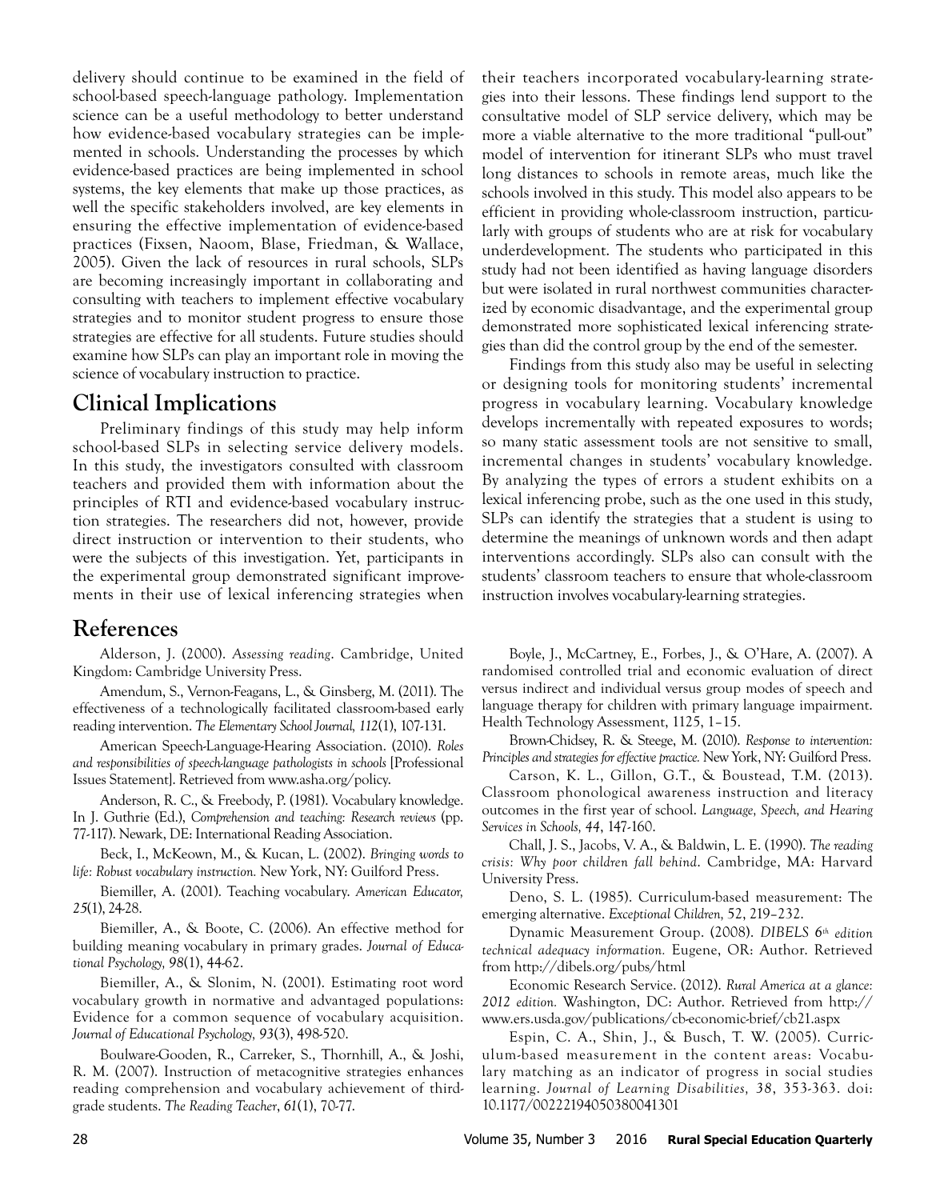delivery should continue to be examined in the field of school-based speech-language pathology. Implementation science can be a useful methodology to better understand how evidence-based vocabulary strategies can be implemented in schools. Understanding the processes by which evidence-based practices are being implemented in school systems, the key elements that make up those practices, as well the specific stakeholders involved, are key elements in ensuring the effective implementation of evidence-based practices (Fixsen, Naoom, Blase, Friedman, & Wallace, 2005). Given the lack of resources in rural schools, SLPs are becoming increasingly important in collaborating and consulting with teachers to implement effective vocabulary strategies and to monitor student progress to ensure those strategies are effective for all students. Future studies should examine how SLPs can play an important role in moving the science of vocabulary instruction to practice.

## Clinical Implications

Preliminary findings of this study may help inform school-based SLPs in selecting service delivery models. In this study, the investigators consulted with classroom teachers and provided them with information about the principles of RTI and evidence-based vocabulary instruction strategies. The researchers did not, however, provide direct instruction or intervention to their students, who were the subjects of this investigation. Yet, participants in the experimental group demonstrated significant improvements in their use of lexical inferencing strategies when their teachers incorporated vocabulary-learning strategies into their lessons. These findings lend support to the consultative model of SLP service delivery, which may be more a viable alternative to the more traditional "pull-out" model of intervention for itinerant SLPs who must travel long distances to schools in remote areas, much like the schools involved in this study. This model also appears to be efficient in providing whole-classroom instruction, particularly with groups of students who are at risk for vocabulary underdevelopment. The students who participated in this study had not been identified as having language disorders but were isolated in rural northwest communities characterized by economic disadvantage, and the experimental group demonstrated more sophisticated lexical inferencing strategies than did the control group by the end of the semester.

Findings from this study also may be useful in selecting or designing tools for monitoring students' incremental progress in vocabulary learning. Vocabulary knowledge develops incrementally with repeated exposures to words; so many static assessment tools are not sensitive to small, incremental changes in students' vocabulary knowledge. By analyzing the types of errors a student exhibits on a lexical inferencing probe, such as the one used in this study, SLPs can identify the strategies that a student is using to determine the meanings of unknown words and then adapt interventions accordingly. SLPs also can consult with the students' classroom teachers to ensure that whole-classroom instruction involves vocabulary-learning strategies.

## References

Alderson, J. (2000). *Assessing reading*. Cambridge, United Kingdom: Cambridge University Press.

Amendum, S., Vernon-Feagans, L., & Ginsberg, M. (2011). The effectiveness of a technologically facilitated classroom-based early reading intervention. *The Elementary School Journal, 112*(1), 107-131.

American Speech-Language-Hearing Association. (2010). *Roles and responsibilities of speech-language pathologists in schools* [Professional Issues Statement]. Retrieved from www.asha.org/policy.

Anderson, R. C., & Freebody, P. (1981). Vocabulary knowledge. In J. Guthrie (Ed.), *Comprehension and teaching: Research reviews* (pp. 77-117). Newark, DE: International Reading Association.

Beck, I., McKeown, M., & Kucan, L. (2002). *Bringing words to life: Robust vocabulary instruction.* New York, NY: Guilford Press.

Biemiller, A. (2001). Teaching vocabulary. *American Educator, 25*(1), 24-28.

Biemiller, A., & Boote, C. (2006). An effective method for building meaning vocabulary in primary grades. *Journal of Educational Psychology, 98*(1), 44-62.

Biemiller, A., & Slonim, N. (2001). Estimating root word vocabulary growth in normative and advantaged populations: Evidence for a common sequence of vocabulary acquisition. *Journal of Educational Psychology, 93*(3), 498-520.

Boulware-Gooden, R., Carreker, S., Thornhill, A., & Joshi, R. M. (2007). Instruction of metacognitive strategies enhances reading comprehension and vocabulary achievement of third-grade students. *The Reading Teacher*, *61*(1), 70-77.

Boyle, J., McCartney, E., Forbes, J., & O'Hare, A. (2007). A randomised controlled trial and economic evaluation of direct versus indirect and individual versus group modes of speech and language therapy for children with primary language impairment. Health Technology Assessment, 1125, 1–15.

Brown-Chidsey, R. & Steege, M. (2010). *Response to intervention: Principles and strategies for effective practice.* New York, NY: Guilford Press.

Carson, K. L., Gillon, G.T., & Boustead, T.M. (2013). Classroom phonological awareness instruction and literacy outcomes in the first year of school. *Language, Speech, and Hearing Services in Schools, 44*, 147-160.

Chall, J. S., Jacobs, V. A., & Baldwin, L. E. (1990). *The reading crisis: Why poor children fall behind*. Cambridge, MA: Harvard University Press.

Deno, S. L. (1985). Curriculum-based measurement: The emerging alternative. *Exceptional Children,* 52, 219–232.

Dynamic Measurement Group. (2008). *DIBELS 6th edition technical adequacy information.* Eugene, OR: Author. Retrieved from http://dibels.org/pubs/html

Economic Research Service. (2012). *Rural America at a glance: 2012 edition.* Washington, DC: Author. Retrieved from http://www.ers.usda.gov/publications/cb-economic-brief/cb21.aspx

Espin, C. A., Shin, J., & Busch, T. W. (2005). Curriculum-based measurement in the content areas: Vocabulary matching as an indicator of progress in social studies learning. *Journal of Learning Disabilities, 38*, 353-363. doi: 10.1177/00222194050380041301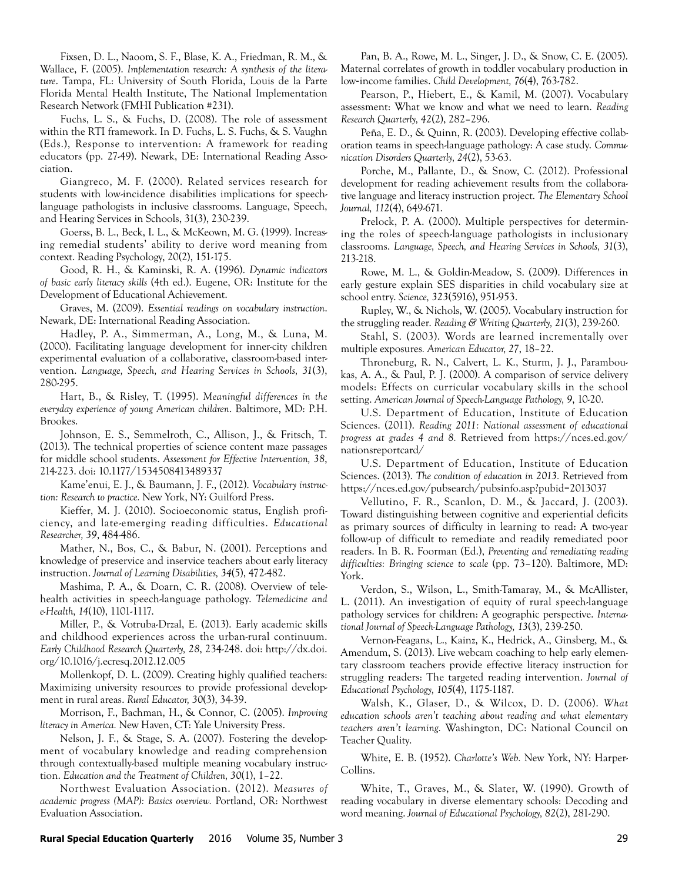Fixsen, D. L., Naoom, S. F., Blase, K. A., Friedman, R. M., & Wallace, F. (2005). *Implementation research: A synthesis of the literature*. Tampa, FL: University of South Florida, Louis de la Parte Florida Mental Health Institute, The National Implementation Research Network (FMHI Publication #231).

Fuchs, L. S., & Fuchs, D. (2008). The role of assessment within the RTI framework. In D. Fuchs, L. S. Fuchs, & S. Vaughn (Eds.), Response to intervention: A framework for reading educators (pp. 27-49). Newark, DE: International Reading Association.

Giangreco, M. F. (2000). Related services research for students with low-incidence disabilities implications for speech-language pathologists in inclusive classrooms. Language, Speech, and Hearing Services in Schools, 31(3), 230-239.

Goerss, B. L., Beck, I. L., & McKeown, M. G. (1999). Increasing remedial students' ability to derive word meaning from context. Reading Psychology, 20(2), 151-175.

Good, R. H., & Kaminski, R. A. (1996). *Dynamic indicators of basic early literacy skills* (4th ed.). Eugene, OR: Institute for the Development of Educational Achievement.

Graves, M. (2009). *Essential readings on vocabulary instruction*. Newark, DE: International Reading Association.

Hadley, P. A., Simmerman, A., Long, M., & Luna, M. (2000). Facilitating language development for inner-city children experimental evaluation of a collaborative, classroom-based intervention. *Language, Speech, and Hearing Services in Schools, 31*(3), 280-295.

Hart, B., & Risley, T. (1995). *Meaningful differences in the everyday experience of young American children*. Baltimore, MD: P.H. Brookes.

Johnson, E. S., Semmelroth, C., Allison, J., & Fritsch, T. (2013). The technical properties of science content maze passages for middle school students. *Assessment for Effective Intervention, 38*, 214-223. doi: 10.1177/1534508413489337

Kame'enui, E. J., & Baumann, J. F., (2012). *Vocabulary instruction: Research to practice.* New York, NY: Guilford Press.

Kieffer, M. J. (2010). Socioeconomic status, English proficiency, and late-emerging reading difficulties. *Educational Researcher, 39*, 484-486.

Mather, N., Bos, C., & Babur, N. (2001). Perceptions and knowledge of preservice and inservice teachers about early literacy instruction. *Journal of Learning Disabilities, 34*(5), 472-482.

Mashima, P. A., & Doarn, C. R. (2008). Overview of telehealth activities in speech-language pathology. *Telemedicine and e-Health, 14*(10), 1101-1117.

Miller, P., & Votruba-Drzal, E. (2013). Early academic skills and childhood experiences across the urban-rural continuum. *Early Childhood Research Quarterly, 28*, 234-248. doi: http://dx.doi.org/10.1016/j.ecresq.2012.12.005

Mollenkopf, D. L. (2009). Creating highly qualified teachers: Maximizing university resources to provide professional development in rural areas. *Rural Educator, 30*(3), 34-39.

Morrison, F., Bachman, H., & Connor, C. (2005). *Improving literacy in America.* New Haven, CT: Yale University Press.

Nelson, J. F., & Stage, S. A. (2007). Fostering the development of vocabulary knowledge and reading comprehension through contextually-based multiple meaning vocabulary instruction. *Education and the Treatment of Children, 30*(1), 1–22.

Northwest Evaluation Association. (2012). *Measures of academic progress (MAP): Basics overview.* Portland, OR: Northwest Evaluation Association.

Pan, B. A., Rowe, M. L., Singer, J. D., & Snow, C. E. (2005). Maternal correlates of growth in toddler vocabulary production in low-income families. *Child Development, 76*(4), 763-782.

Pearson, P., Hiebert, E., & Kamil, M. (2007). Vocabulary assessment: What we know and what we need to learn. *Reading Research Quarterly, 42*(2), 282–296.

Peña, E. D., & Quinn, R. (2003). Developing effective collaboration teams in speech-language pathology: A case study. *Communication Disorders Quarterly, 24*(2), 53-63.

Porche, M., Pallante, D., & Snow, C. (2012). Professional development for reading achievement results from the collaborative language and literacy instruction project. *The Elementary School Journal, 112*(4), 649-671.

Prelock, P. A. (2000). Multiple perspectives for determining the roles of speech-language pathologists in inclusionary classrooms. *Language, Speech, and Hearing Services in Schools, 31*(3), 213-218.

Rowe, M. L., & Goldin-Meadow, S. (2009). Differences in early gesture explain SES disparities in child vocabulary size at school entry. *Science, 323*(5916), 951-953.

Rupley, W., & Nichols, W. (2005). Vocabulary instruction for the struggling reader. *Reading & Writing Quarterly, 21*(3), 239-260.

Stahl, S. (2003). Words are learned incrementally over multiple exposures. *American Educator, 27*, 18–22.

Throneburg, R. N., Calvert, L. K., Sturm, J. J., Paramboukas, A. A., & Paul, P. J. (2000). A comparison of service delivery models: Effects on curricular vocabulary skills in the school setting. *American Journal of Speech-Language Pathology, 9*, 10-20.

U.S. Department of Education, Institute of Education Sciences. (2011). *Reading 2011: National assessment of educational progress at grades 4 and 8.* Retrieved from https://nces.ed.gov/nationsreportcard/

U.S. Department of Education, Institute of Education Sciences. (2013). *The condition of education in 2013.* Retrieved from https://nces.ed.gov/pubsearch/pubsinfo.asp?pubid=2013037

Vellutino, F. R., Scanlon, D. M., & Jaccard, J. (2003). Toward distinguishing between cognitive and experiential deficits as primary sources of difficulty in learning to read: A two-year follow-up of difficult to remediate and readily remediated poor readers. In B. R. Foorman (Ed.), *Preventing and remediating reading difficulties: Bringing science to scale* (pp. 73–120). Baltimore, MD: York.

Verdon, S., Wilson, L., Smith-Tamaray, M., & McAllister, L. (2011). An investigation of equity of rural speech-language pathology services for children: A geographic perspective. *International Journal of Speech-Language Pathology, 13*(3), 239-250.

Vernon-Feagans, L., Kainz, K., Hedrick, A., Ginsberg, M., & Amendum, S. (2013). Live webcam coaching to help early elementary classroom teachers provide effective literacy instruction for struggling readers: The targeted reading intervention. *Journal of Educational Psychology, 105*(4), 1175-1187.

Walsh, K., Glaser, D., & Wilcox, D. D. (2006). *What education schools aren't teaching about reading and what elementary teachers aren't learning.* Washington, DC: National Council on Teacher Quality.

White, E. B. (1952). *Charlotte's Web.* New York, NY: HarperCollins.

White, T., Graves, M., & Slater, W. (1990). Growth of reading vocabulary in diverse elementary schools: Decoding and word meaning. *Journal of Educational Psychology, 82*(2), 281-290.